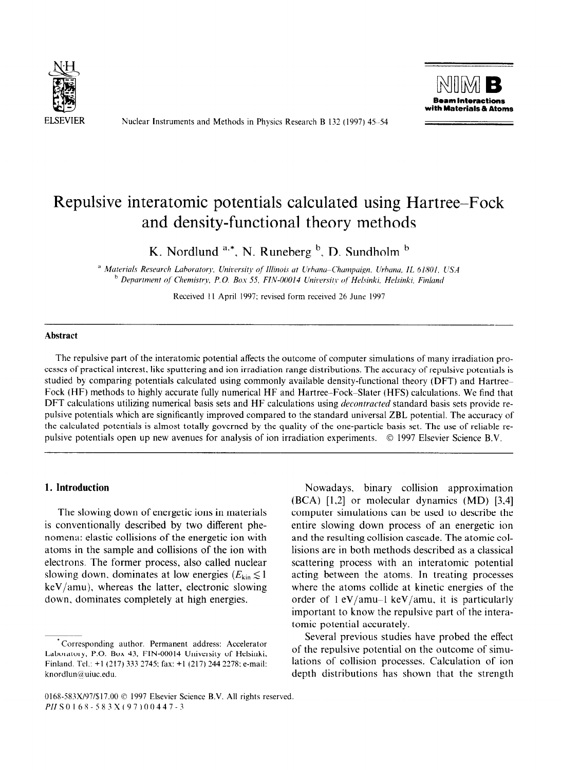# Repulsive interatomic potentials calculated using Hartree–Fock and density-functional theory methods

K. Nordlund [a,*], N. Runeberg [b], D. Sundholm [b]

[a] *Materials Research Laboratory, University of Illinois at Urbana-Champaign, Urbana, IL 61801, USA*
[b] *Department of Chemistry, P.O. Box 55, FIN-00014 University of Helsinki, Helsinki, Finland*

Received 11 April 1997; revised form received 26 June 1997

## Abstract

The repulsive part of the interatomic potential affects the outcome of computer simulations of many irradiation processes of practical interest, like sputtering and ion irradiation range distributions. The accuracy of repulsive potentials is studied by comparing potentials calculated using commonly available density-functional theory (DFT) and Hartree–Fock (HF) methods to highly accurate fully numerical HF and Hartree–Fock–Slater (HFS) calculations. We find that DFT calculations utilizing numerical basis sets and HF calculations using *decontracted* standard basis sets provide repulsive potentials which are significantly improved compared to the standard universal ZBL potential. The accuracy of the calculated potentials is almost totally governed by the quality of the one-particle basis set. The use of reliable repulsive potentials open up new avenues for analysis of ion irradiation experiments. © 1997 Elsevier Science B.V.

## 1. Introduction

The slowing down of energetic ions in materials is conventionally described by two different phenomena: elastic collisions of the energetic ion with atoms in the sample and collisions of the ion with electrons. The former process, also called nuclear slowing down, dominates at low energies ($E_{kin} \lesssim 1$ keV/amu), whereas the latter, electronic slowing down, dominates completely at high energies.

Nowadays, binary collision approximation (BCA) [1,2] or molecular dynamics (MD) [3,4] computer simulations can be used to describe the entire slowing down process of an energetic ion and the resulting collision cascade. The atomic collisions are in both methods described as a classical scattering process with an interatomic potential acting between the atoms. In treating processes where the atoms collide at kinetic energies of the order of 1 eV/amu–1 keV/amu, it is particularly important to know the repulsive part of the interatomic potential accurately.

Several previous studies have probed the effect of the repulsive potential on the outcome of simulations of collision processes. Calculation of ion depth distributions has shown that the strength

* Corresponding author. Permanent address: Accelerator Laboratory, P.O. Box 43, FIN-00014 University of Helsinki, Finland. Tel.: +1 (217) 333 2745; fax: +1 (217) 244 2278; e-mail: knordlun@uiuc.edu.

0168-583X/97/$17.00 © 1997 Elsevier Science B.V. All rights reserved.
PII S0168-583X(97)00447-3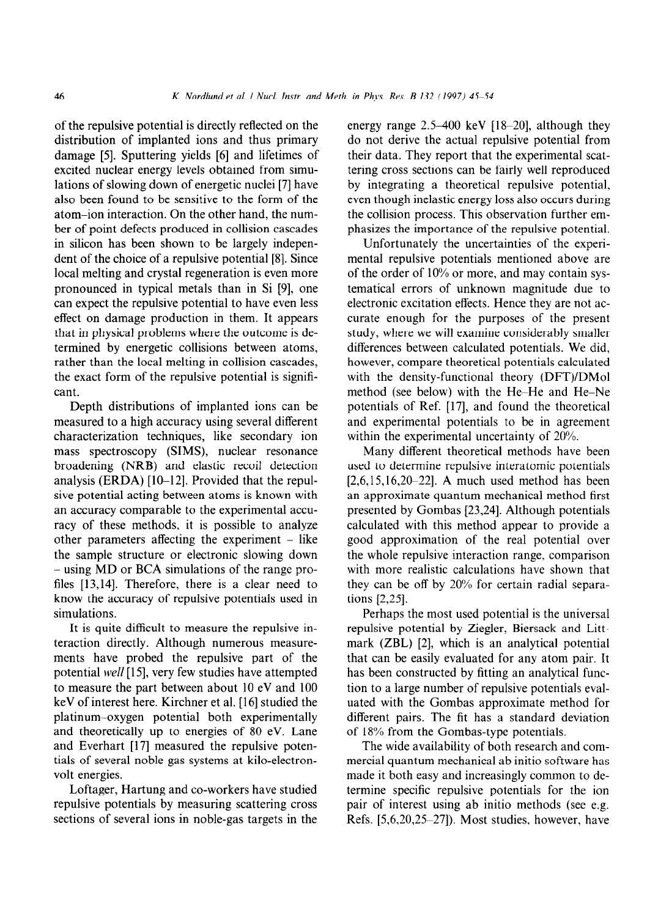of the repulsive potential is directly reflected on the distribution of implanted ions and thus primary damage [5]. Sputtering yields [6] and lifetimes of excited nuclear energy levels obtained from simulations of slowing down of energetic nuclei [7] have also been found to be sensitive to the form of the atom–ion interaction. On the other hand, the number of point defects produced in collision cascades in silicon has been shown to be largely independent of the choice of a repulsive potential [8]. Since local melting and crystal regeneration is even more pronounced in typical metals than in Si [9], one can expect the repulsive potential to have even less effect on damage production in them. It appears that in physical problems where the outcome is determined by energetic collisions between atoms, rather than the local melting in collision cascades, the exact form of the repulsive potential is significant.

Depth distributions of implanted ions can be measured to a high accuracy using several different characterization techniques, like secondary ion mass spectroscopy (SIMS), nuclear resonance broadening (NRB) and elastic recoil detection analysis (ERDA) [10–12]. Provided that the repulsive potential acting between atoms is known with an accuracy comparable to the experimental accuracy of these methods, it is possible to analyze other parameters affecting the experiment – like the sample structure or electronic slowing down – using MD or BCA simulations of the range profiles [13,14]. Therefore, there is a clear need to know the accuracy of repulsive potentials used in simulations.

It is quite difficult to measure the repulsive interaction directly. Although numerous measurements have probed the repulsive part of the potential *well* [15], very few studies have attempted to measure the part between about 10 eV and 100 keV of interest here. Kirchner et al. [16] studied the platinum–oxygen potential both experimentally and theoretically up to energies of 80 eV. Lane and Everhart [17] measured the repulsive potentials of several noble gas systems at kilo-electron-volt energies.

Loftager, Hartung and co-workers have studied repulsive potentials by measuring scattering cross sections of several ions in noble-gas targets in the energy range 2.5–400 keV [18–20], although they do not derive the actual repulsive potential from their data. They report that the experimental scattering cross sections can be fairly well reproduced by integrating a theoretical repulsive potential, even though inelastic energy loss also occurs during the collision process. This observation further emphasizes the importance of the repulsive potential.

Unfortunately the uncertainties of the experimental repulsive potentials mentioned above are of the order of 10% or more, and may contain systematical errors of unknown magnitude due to electronic excitation effects. Hence they are not accurate enough for the purposes of the present study, where we will examine considerably smaller differences between calculated potentials. We did, however, compare theoretical potentials calculated with the density-functional theory (DFT)/DMol method (see below) with the He–He and He–Ne potentials of Ref. [17], and found the theoretical and experimental potentials to be in agreement within the experimental uncertainty of 20%.

Many different theoretical methods have been used to determine repulsive interatomic potentials [2,6,15,16,20–22]. A much used method has been an approximate quantum mechanical method first presented by Gombas [23,24]. Although potentials calculated with this method appear to provide a good approximation of the real potential over the whole repulsive interaction range, comparison with more realistic calculations have shown that they can be off by 20% for certain radial separations [2,25].

Perhaps the most used potential is the universal repulsive potential by Ziegler, Biersack and Littmark (ZBL) [2], which is an analytical potential that can be easily evaluated for any atom pair. It has been constructed by fitting an analytical function to a large number of repulsive potentials evaluated with the Gombas approximate method for different pairs. The fit has a standard deviation of 18% from the Gombas-type potentials.

The wide availability of both research and commercial quantum mechanical ab initio software has made it both easy and increasingly common to determine specific repulsive potentials for the ion pair of interest using ab initio methods (see e.g. Refs. [5,6,20,25–27]). Most studies, however, have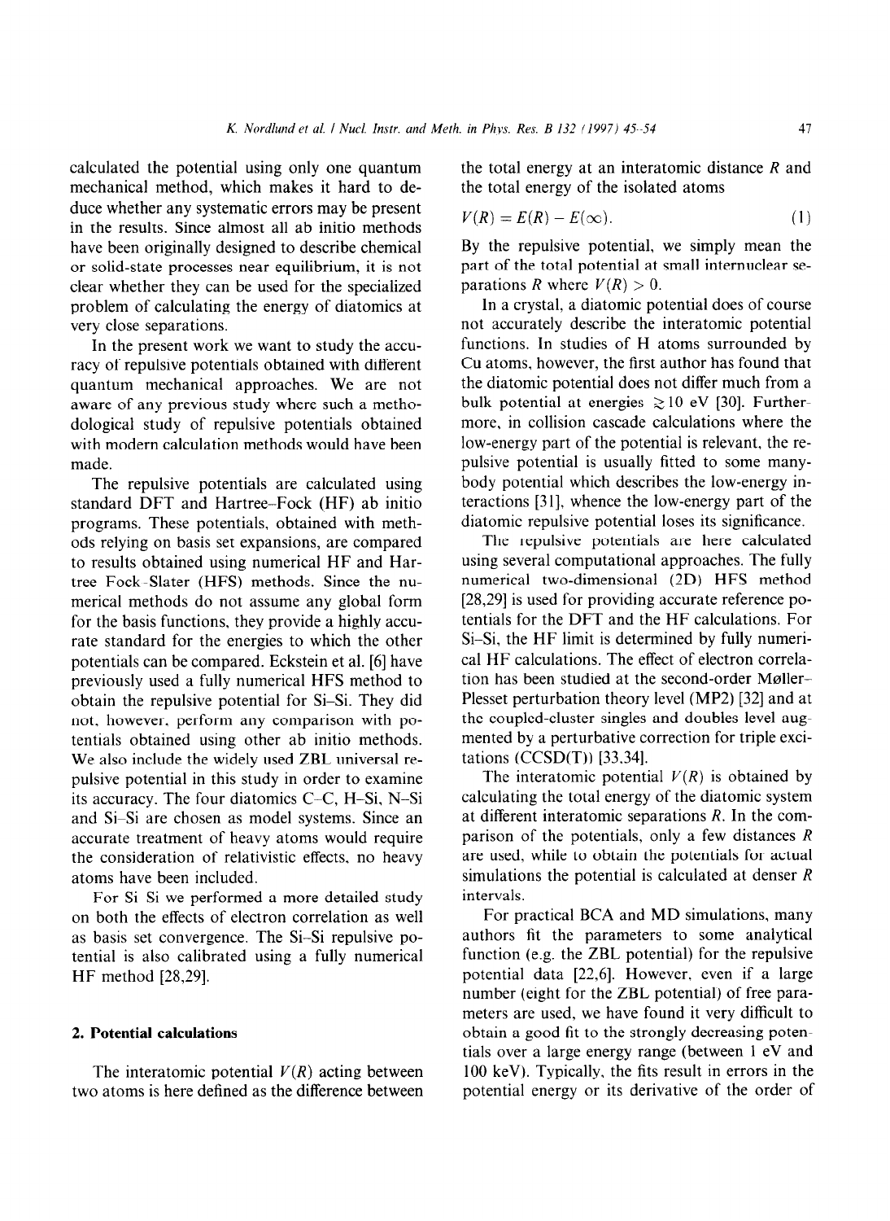calculated the potential using only one quantum mechanical method, which makes it hard to deduce whether any systematic errors may be present in the results. Since almost all ab initio methods have been originally designed to describe chemical or solid-state processes near equilibrium, it is not clear whether they can be used for the specialized problem of calculating the energy of diatomics at very close separations.

In the present work we want to study the accuracy of repulsive potentials obtained with different quantum mechanical approaches. We are not aware of any previous study where such a methodological study of repulsive potentials obtained with modern calculation methods would have been made.

The repulsive potentials are calculated using standard DFT and Hartree–Fock (HF) ab initio programs. These potentials, obtained with methods relying on basis set expansions, are compared to results obtained using numerical HF and Hartree Fock–Slater (HFS) methods. Since the numerical methods do not assume any global form for the basis functions, they provide a highly accurate standard for the energies to which the other potentials can be compared. Eckstein et al. [6] have previously used a fully numerical HFS method to obtain the repulsive potential for Si–Si. They did not, however, perform any comparison with potentials obtained using other ab initio methods. We also include the widely used ZBL universal repulsive potential in this study in order to examine its accuracy. The four diatomics C–C, H–Si, N–Si and Si–Si are chosen as model systems. Since an accurate treatment of heavy atoms would require the consideration of relativistic effects, no heavy atoms have been included.

For Si–Si we performed a more detailed study on both the effects of electron correlation as well as basis set convergence. The Si–Si repulsive potential is also calibrated using a fully numerical HF method [28,29].

## 2. Potential calculations

The interatomic potential $V(R)$ acting between two atoms is here defined as the difference between the total energy at an interatomic distance $R$ and the total energy of the isolated atoms

$$V(R) = E(R) - E(\infty). \tag{1}$$

By the repulsive potential, we simply mean the part of the total potential at small internuclear separations $R$ where $V(R) > 0$.

In a crystal, a diatomic potential does of course not accurately describe the interatomic potential functions. In studies of H atoms surrounded by Cu atoms, however, the first author has found that the diatomic potential does not differ much from a bulk potential at energies $\gtrsim 10$ eV [30]. Furthermore, in collision cascade calculations where the low-energy part of the potential is relevant, the repulsive potential is usually fitted to some many-body potential which describes the low-energy interactions [31], whence the low-energy part of the diatomic repulsive potential loses its significance.

The repulsive potentials are here calculated using several computational approaches. The fully numerical two-dimensional (2D) HFS method [28,29] is used for providing accurate reference potentials for the DFT and the HF calculations. For Si–Si, the HF limit is determined by fully numerical HF calculations. The effect of electron correlation has been studied at the second-order Møller–Plesset perturbation theory level (MP2) [32] and at the coupled-cluster singles and doubles level augmented by a perturbative correction for triple excitations (CCSD(T)) [33,34].

The interatomic potential $V(R)$ is obtained by calculating the total energy of the diatomic system at different interatomic separations $R$. In the comparison of the potentials, only a few distances $R$ are used, while to obtain the potentials for actual simulations the potential is calculated at denser $R$ intervals.

For practical BCA and MD simulations, many authors fit the parameters to some analytical function (e.g. the ZBL potential) for the repulsive potential data [22,6]. However, even if a large number (eight for the ZBL potential) of free parameters are used, we have found it very difficult to obtain a good fit to the strongly decreasing potentials over a large energy range (between 1 eV and 100 keV). Typically, the fits result in errors in the potential energy or its derivative of the order of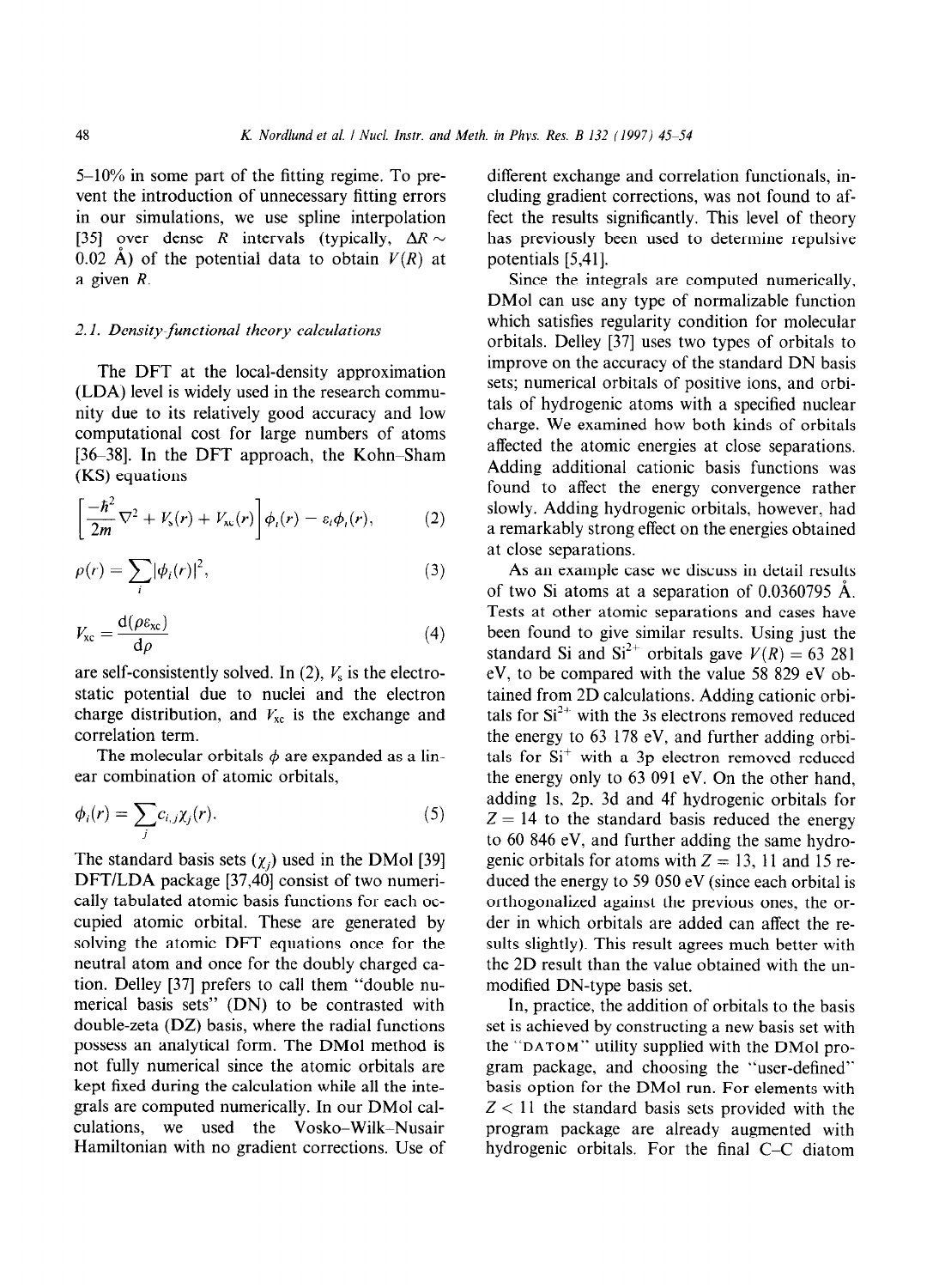5–10% in some part of the fitting regime. To prevent the introduction of unnecessary fitting errors in our simulations, we use spline interpolation [35] over dense $R$ intervals (typically, $\Delta R \sim 0.02$ Å) of the potential data to obtain $V(R)$ at a given $R$.

### 2.1. Density-functional theory calculations

The DFT at the local-density approximation (LDA) level is widely used in the research community due to its relatively good accuracy and low computational cost for large numbers of atoms [36–38]. In the DFT approach, the Kohn–Sham (KS) equations

$$\left[\frac{-\hbar^2}{2m}\nabla^2 + V_s(r) + V_{xc}(r)\right]\phi_i(r) = \varepsilon_i\phi_i(r), \quad (2)$$

$$\rho(r) = \sum_i |\phi_i(r)|^2, \quad (3)$$

$$V_{xc} = \frac{\mathrm{d}(\rho\varepsilon_{xc})}{\mathrm{d}\rho} \quad (4)$$

are self-consistently solved. In (2), $V_s$ is the electrostatic potential due to nuclei and the electron charge distribution, and $V_{xc}$ is the exchange and correlation term.

The molecular orbitals $\phi$ are expanded as a linear combination of atomic orbitals,

$$\phi_i(r) = \sum_j c_{i,j}\chi_j(r). \quad (5)$$

The standard basis sets ($\chi_j$) used in the DMol [39] DFT/LDA package [37,40] consist of two numerically tabulated atomic basis functions for each occupied atomic orbital. These are generated by solving the atomic DFT equations once for the neutral atom and once for the doubly charged cation. Delley [37] prefers to call them "double numerical basis sets" (DN) to be contrasted with double-zeta (DZ) basis, where the radial functions possess an analytical form. The DMol method is not fully numerical since the atomic orbitals are kept fixed during the calculation while all the integrals are computed numerically. In our DMol calculations, we used the Vosko–Wilk–Nusair Hamiltonian with no gradient corrections. Use of different exchange and correlation functionals, including gradient corrections, was not found to affect the results significantly. This level of theory has previously been used to determine repulsive potentials [5,41].

Since the integrals are computed numerically, DMol can use any type of normalizable function which satisfies regularity condition for molecular orbitals. Delley [37] uses two types of orbitals to improve on the accuracy of the standard DN basis sets; numerical orbitals of positive ions, and orbitals of hydrogenic atoms with a specified nuclear charge. We examined how both kinds of orbitals affected the atomic energies at close separations. Adding additional cationic basis functions was found to affect the energy convergence rather slowly. Adding hydrogenic orbitals, however, had a remarkably strong effect on the energies obtained at close separations.

As an example case we discuss in detail results of two Si atoms at a separation of 0.0360795 Å. Tests at other atomic separations and cases have been found to give similar results. Using just the standard Si and $Si^{2+}$ orbitals gave $V(R) = 63\,281$ eV, to be compared with the value 58 829 eV obtained from 2D calculations. Adding cationic orbitals for $Si^{2+}$ with the 3s electrons removed reduced the energy to 63 178 eV, and further adding orbitals for $Si^{+}$ with a 3p electron removed reduced the energy only to 63 091 eV. On the other hand, adding 1s, 2p, 3d and 4f hydrogenic orbitals for $Z = 14$ to the standard basis reduced the energy to 60 846 eV, and further adding the same hydrogenic orbitals for atoms with $Z = 13$, 11 and 15 reduced the energy to 59 050 eV (since each orbital is orthogonalized against the previous ones, the order in which orbitals are added can affect the results slightly). This result agrees much better with the 2D result than the value obtained with the unmodified DN-type basis set.

In, practice, the addition of orbitals to the basis set is achieved by constructing a new basis set with the "DATOM" utility supplied with the DMol program package, and choosing the "user-defined" basis option for the DMol run. For elements with $Z < 11$ the standard basis sets provided with the program package are already augmented with hydrogenic orbitals. For the final C–C diatom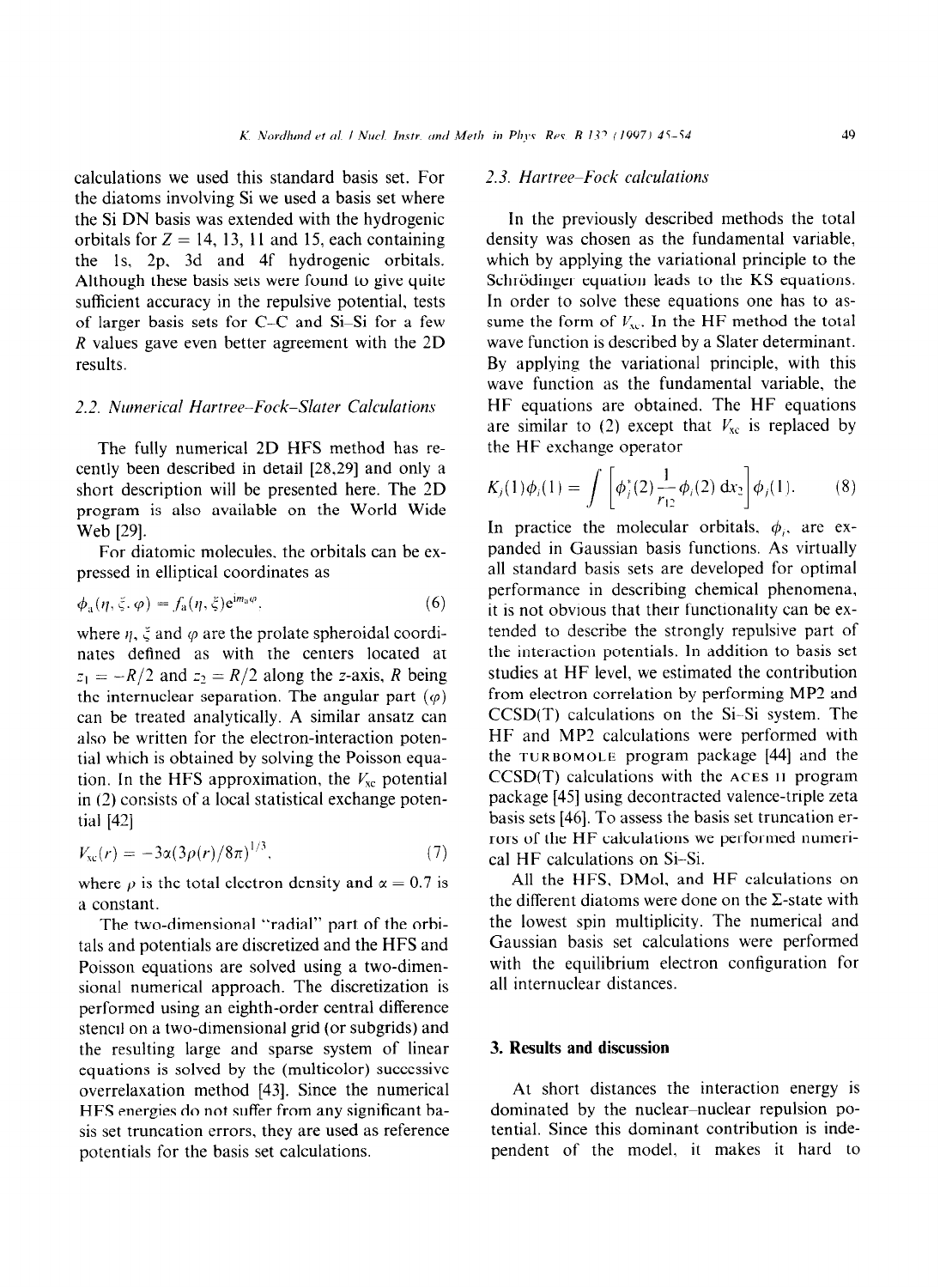calculations we used this standard basis set. For the diatoms involving Si we used a basis set where the Si DN basis was extended with the hydrogenic orbitals for $Z = 14$, 13, 11 and 15, each containing the 1s, 2p, 3d and 4f hydrogenic orbitals. Although these basis sets were found to give quite sufficient accuracy in the repulsive potential, tests of larger basis sets for C–C and Si–Si for a few $R$ values gave even better agreement with the 2D results.

### 2.2. Numerical Hartree–Fock–Slater Calculations

The fully numerical 2D HFS method has recently been described in detail [28,29] and only a short description will be presented here. The 2D program is also available on the World Wide Web [29].

For diatomic molecules, the orbitals can be expressed in elliptical coordinates as

$$\phi_a(\eta, \xi, \varphi) = f_a(\eta, \xi)\mathrm{e}^{im_a\varphi}, \tag{6}$$

where $\eta$, $\xi$ and $\varphi$ are the prolate spheroidal coordinates defined as with the centers located at $z_1 = -R/2$ and $z_2 = R/2$ along the $z$-axis, $R$ being the internuclear separation. The angular part ($\varphi$) can be treated analytically. A similar ansatz can also be written for the electron-interaction potential which is obtained by solving the Poisson equation. In the HFS approximation, the $V_{xc}$ potential in (2) consists of a local statistical exchange potential [42]

$$V_{xc}(r) = -3\alpha(3\rho(r)/8\pi)^{1/3}, \tag{7}$$

where $\rho$ is the total electron density and $\alpha = 0.7$ is a constant.

The two-dimensional "radial" part of the orbitals and potentials are discretized and the HFS and Poisson equations are solved using a two-dimensional numerical approach. The discretization is performed using an eighth-order central difference stencil on a two-dimensional grid (or subgrids) and the resulting large and sparse system of linear equations is solved by the (multicolor) successive overrelaxation method [43]. Since the numerical HFS energies do not suffer from any significant basis set truncation errors, they are used as reference potentials for the basis set calculations.

### 2.3. Hartree–Fock calculations

In the previously described methods the total density was chosen as the fundamental variable, which by applying the variational principle to the Schrödinger equation leads to the KS equations. In order to solve these equations one has to assume the form of $V_{xc}$. In the HF method the total wave function is described by a Slater determinant. By applying the variational principle, with this wave function as the fundamental variable, the HF equations are obtained. The HF equations are similar to (2) except that $V_{xc}$ is replaced by the HF exchange operator

$$K_j(1)\phi_i(1) = \int \left[\phi_j^*(2)\frac{1}{r_{12}}\phi_i(2)\,\mathrm{d}x_2\right]\phi_j(1). \tag{8}$$

In practice the molecular orbitals, $\phi_i$, are expanded in Gaussian basis functions. As virtually all standard basis sets are developed for optimal performance in describing chemical phenomena, it is not obvious that their functionality can be extended to describe the strongly repulsive part of the interaction potentials. In addition to basis set studies at HF level, we estimated the contribution from electron correlation by performing MP2 and CCSD(T) calculations on the Si–Si system. The HF and MP2 calculations were performed with the TURBOMOLE program package [44] and the CCSD(T) calculations with the ACES II program package [45] using decontracted valence-triple zeta basis sets [46]. To assess the basis set truncation errors of the HF calculations we performed numerical HF calculations on Si–Si.

All the HFS, DMol, and HF calculations on the different diatoms were done on the Σ-state with the lowest spin multiplicity. The numerical and Gaussian basis set calculations were performed with the equilibrium electron configuration for all internuclear distances.

## 3. Results and discussion

At short distances the interaction energy is dominated by the nuclear–nuclear repulsion potential. Since this dominant contribution is independent of the model, it makes it hard to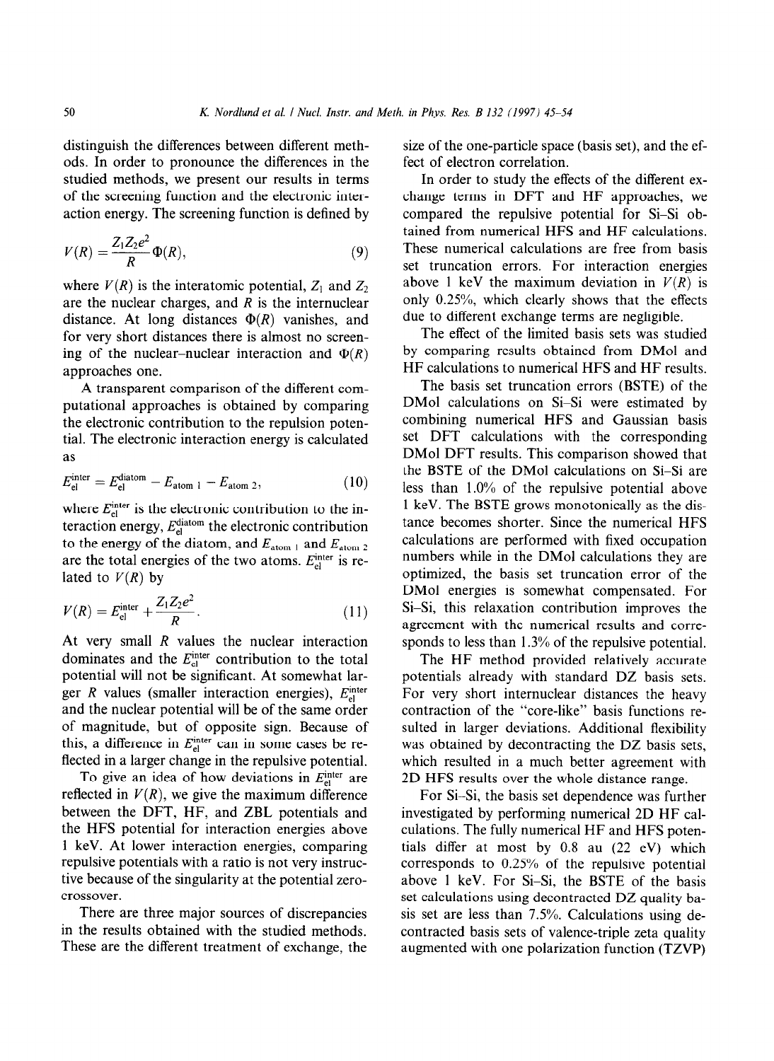distinguish the differences between different methods. In order to pronounce the differences in the studied methods, we present our results in terms of the screening function and the electronic interaction energy. The screening function is defined by

$$V(R) = \frac{Z_1 Z_2 e^2}{R}\Phi(R), \tag{9}$$

where $V(R)$ is the interatomic potential, $Z_1$ and $Z_2$ are the nuclear charges, and $R$ is the internuclear distance. At long distances $\Phi(R)$ vanishes, and for very short distances there is almost no screening of the nuclear–nuclear interaction and $\Phi(R)$ approaches one.

A transparent comparison of the different computational approaches is obtained by comparing the electronic contribution to the repulsion potential. The electronic interaction energy is calculated as

$$E_{\text{el}}^{\text{inter}} = E_{\text{el}}^{\text{diatom}} - E_{\text{atom 1}} - E_{\text{atom 2}}, \tag{10}$$

where $E_{\text{el}}^{\text{inter}}$ is the electronic contribution to the interaction energy, $E_{\text{el}}^{\text{diatom}}$ the electronic contribution to the energy of the diatom, and $E_{\text{atom 1}}$ and $E_{\text{atom 2}}$ are the total energies of the two atoms. $E_{\text{el}}^{\text{inter}}$ is related to $V(R)$ by

$$V(R) = E_{\text{el}}^{\text{inter}} + \frac{Z_1 Z_2 e^2}{R}. \tag{11}$$

At very small $R$ values the nuclear interaction dominates and the $E_{\text{el}}^{\text{inter}}$ contribution to the total potential will not be significant. At somewhat larger $R$ values (smaller interaction energies), $E_{\text{el}}^{\text{inter}}$ and the nuclear potential will be of the same order of magnitude, but of opposite sign. Because of this, a difference in $E_{\text{el}}^{\text{inter}}$ can in some cases be reflected in a larger change in the repulsive potential.

To give an idea of how deviations in $E_{\text{el}}^{\text{inter}}$ are reflected in $V(R)$, we give the maximum difference between the DFT, HF, and ZBL potentials and the HFS potential for interaction energies above 1 keV. At lower interaction energies, comparing repulsive potentials with a ratio is not very instructive because of the singularity at the potential zero-crossover.

There are three major sources of discrepancies in the results obtained with the studied methods. These are the different treatment of exchange, the size of the one-particle space (basis set), and the effect of electron correlation.

In order to study the effects of the different exchange terms in DFT and HF approaches, we compared the repulsive potential for Si–Si obtained from numerical HFS and HF calculations. These numerical calculations are free from basis set truncation errors. For interaction energies above 1 keV the maximum deviation in $V(R)$ is only 0.25%, which clearly shows that the effects due to different exchange terms are negligible.

The effect of the limited basis sets was studied by comparing results obtained from DMol and HF calculations to numerical HFS and HF results.

The basis set truncation errors (BSTE) of the DMol calculations on Si–Si were estimated by combining numerical HFS and Gaussian basis set DFT calculations with the corresponding DMol DFT results. This comparison showed that the BSTE of the DMol calculations on Si–Si are less than 1.0% of the repulsive potential above 1 keV. The BSTE grows monotonically as the distance becomes shorter. Since the numerical HFS calculations are performed with fixed occupation numbers while in the DMol calculations they are optimized, the basis set truncation error of the DMol energies is somewhat compensated. For Si–Si, this relaxation contribution improves the agreement with the numerical results and corresponds to less than 1.3% of the repulsive potential.

The HF method provided relatively accurate potentials already with standard DZ basis sets. For very short internuclear distances the heavy contraction of the "core-like" basis functions resulted in larger deviations. Additional flexibility was obtained by decontracting the DZ basis sets, which resulted in a much better agreement with 2D HFS results over the whole distance range.

For Si–Si, the basis set dependence was further investigated by performing numerical 2D HF calculations. The fully numerical HF and HFS potentials differ at most by 0.8 au (22 eV) which corresponds to 0.25% of the repulsive potential above 1 keV. For Si–Si, the BSTE of the basis set calculations using decontracted DZ quality basis set are less than 7.5%. Calculations using decontracted basis sets of valence-triple zeta quality augmented with one polarization function (TZVP)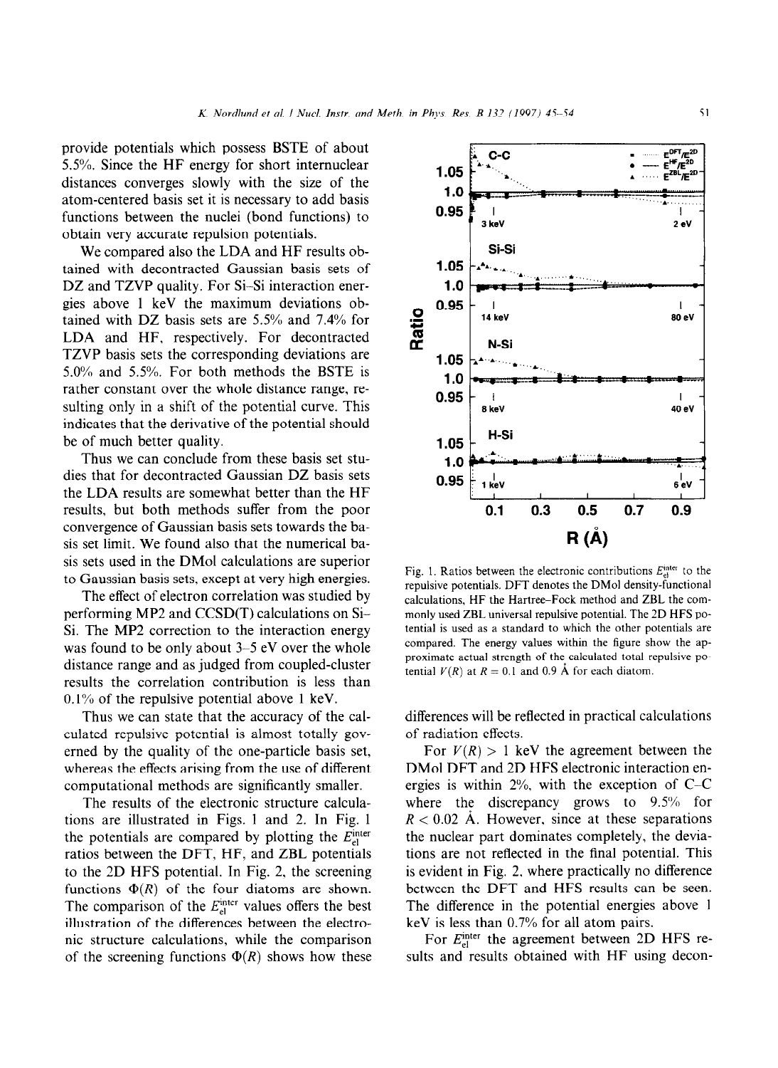provide potentials which possess BSTE of about 5.5%. Since the HF energy for short internuclear distances converges slowly with the size of the atom-centered basis set it is necessary to add basis functions between the nuclei (bond functions) to obtain very accurate repulsion potentials.

We compared also the LDA and HF results obtained with decontracted Gaussian basis sets of DZ and TZVP quality. For Si–Si interaction energies above 1 keV the maximum deviations obtained with DZ basis sets are 5.5% and 7.4% for LDA and HF, respectively. For decontracted TZVP basis sets the corresponding deviations are 5.0% and 5.5%. For both methods the BSTE is rather constant over the whole distance range, resulting only in a shift of the potential curve. This indicates that the derivative of the potential should be of much better quality.

Thus we can conclude from these basis set studies that for decontracted Gaussian DZ basis sets the LDA results are somewhat better than the HF results, but both methods suffer from the poor convergence of Gaussian basis sets towards the basis set limit. We found also that the numerical basis sets used in the DMol calculations are superior to Gaussian basis sets, except at very high energies.

The effect of electron correlation was studied by performing MP2 and CCSD(T) calculations on Si–Si. The MP2 correction to the interaction energy was found to be only about 3–5 eV over the whole distance range and as judged from coupled-cluster results the correlation contribution is less than 0.1% of the repulsive potential above 1 keV.

Thus we can state that the accuracy of the calculated repulsive potential is almost totally governed by the quality of the one-particle basis set, whereas the effects arising from the use of different computational methods are significantly smaller.

The results of the electronic structure calculations are illustrated in Figs. 1 and 2. In Fig. 1 the potentials are compared by plotting the $E_{el}^{inter}$ ratios between the DFT, HF, and ZBL potentials to the 2D HFS potential. In Fig. 2, the screening functions $\Phi(R)$ of the four diatoms are shown. The comparison of the $E_{el}^{inter}$ values offers the best illustration of the differences between the electronic structure calculations, while the comparison of the screening functions $\Phi(R)$ shows how these differences will be reflected in practical calculations of radiation effects.

Fig. 1. Ratios between the electronic contributions $E_{el}^{inter}$ to the repulsive potentials. DFT denotes the DMol density-functional calculations, HF the Hartree–Fock method and ZBL the commonly used ZBL universal repulsive potential. The 2D HFS potential is used as a standard to which the other potentials are compared. The energy values within the figure show the approximate actual strength of the calculated total repulsive potential $V(R)$ at $R = 0.1$ and 0.9 Å for each diatom.

For $V(R) > 1$ keV the agreement between the DMol DFT and 2D HFS electronic interaction energies is within 2%, with the exception of C–C where the discrepancy grows to 9.5% for $R < 0.02$ Å. However, since at these separations the nuclear part dominates completely, the deviations are not reflected in the final potential. This is evident in Fig. 2, where practically no difference between the DFT and HFS results can be seen. The difference in the potential energies above 1 keV is less than 0.7% for all atom pairs.

For $E_{el}^{inter}$ the agreement between 2D HFS results and results obtained with HF using decon-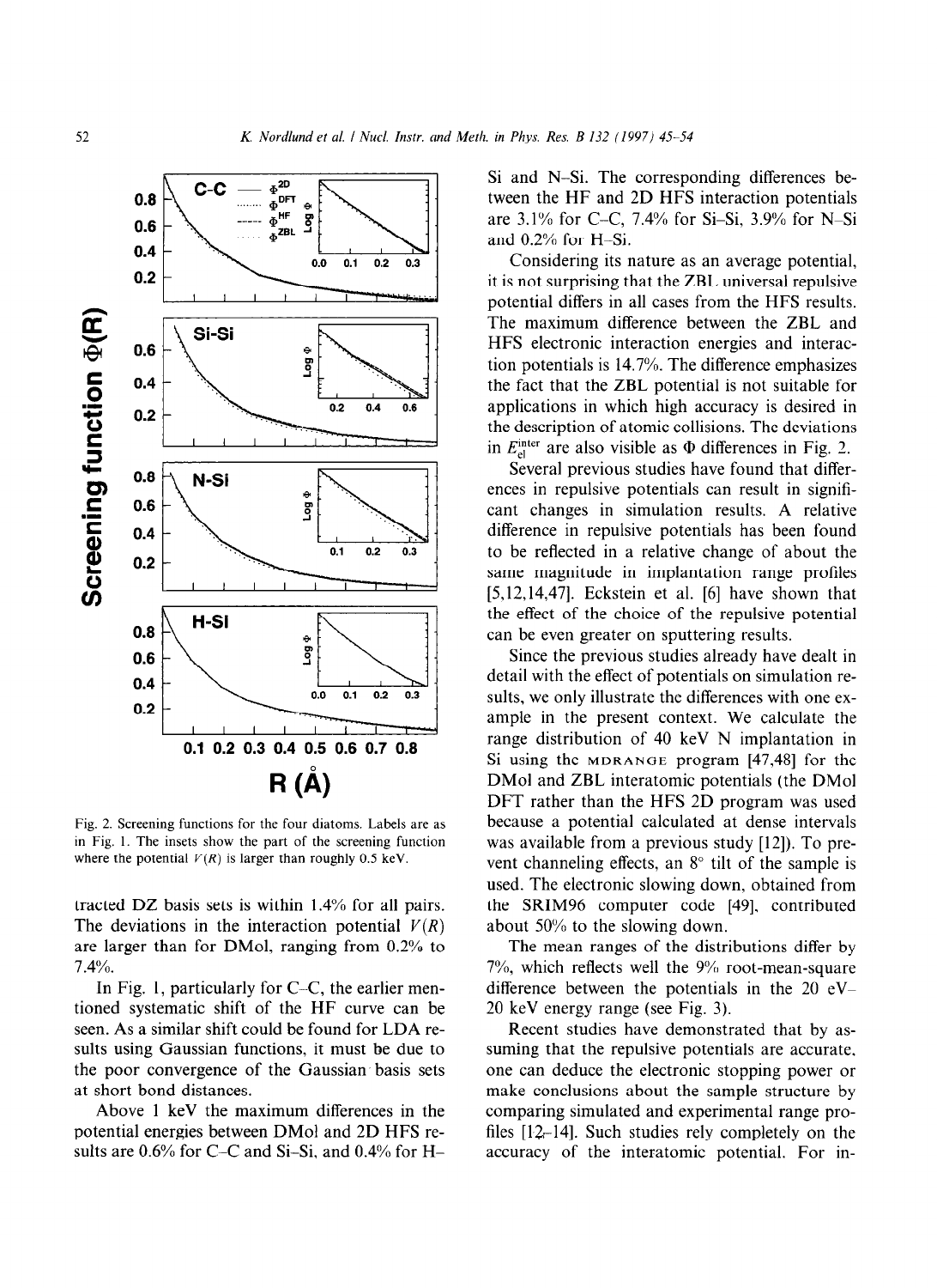Fig. 2. Screening functions for the four diatoms. Labels are as in Fig. 1. The insets show the part of the screening function where the potential $V(R)$ is larger than roughly 0.5 keV.

tracted DZ basis sets is within 1.4% for all pairs. The deviations in the interaction potential $V(R)$ are larger than for DMol, ranging from 0.2% to 7.4%.

In Fig. 1, particularly for C–C, the earlier mentioned systematic shift of the HF curve can be seen. As a similar shift could be found for LDA results using Gaussian functions, it must be due to the poor convergence of the Gaussian basis sets at short bond distances.

Above 1 keV the maximum differences in the potential energies between DMol and 2D HFS results are 0.6% for C–C and Si–Si, and 0.4% for H–Si and N–Si. The corresponding differences between the HF and 2D HFS interaction potentials are 3.1% for C–C, 7.4% for Si–Si, 3.9% for N–Si and 0.2% for H–Si.

Considering its nature as an average potential, it is not surprising that the ZBL universal repulsive potential differs in all cases from the HFS results. The maximum difference between the ZBL and HFS electronic interaction energies and interaction potentials is 14.7%. The difference emphasizes the fact that the ZBL potential is not suitable for applications in which high accuracy is desired in the description of atomic collisions. The deviations in $E_{el}^{inter}$ are also visible as $\Phi$ differences in Fig. 2.

Several previous studies have found that differences in repulsive potentials can result in significant changes in simulation results. A relative difference in repulsive potentials has been found to be reflected in a relative change of about the same magnitude in implantation range profiles [5,12,14,47]. Eckstein et al. [6] have shown that the effect of the choice of the repulsive potential can be even greater on sputtering results.

Since the previous studies already have dealt in detail with the effect of potentials on simulation results, we only illustrate the differences with one example in the present context. We calculate the range distribution of 40 keV N implantation in Si using the MDRANGE program [47,48] for the DMol and ZBL interatomic potentials (the DMol DFT rather than the HFS 2D program was used because a potential calculated at dense intervals was available from a previous study [12]). To prevent channeling effects, an 8° tilt of the sample is used. The electronic slowing down, obtained from the SRIM96 computer code [49], contributed about 50% to the slowing down.

The mean ranges of the distributions differ by 7%, which reflects well the 9% root-mean-square difference between the potentials in the 20 eV–20 keV energy range (see Fig. 3).

Recent studies have demonstrated that by assuming that the repulsive potentials are accurate, one can deduce the electronic stopping power or make conclusions about the sample structure by comparing simulated and experimental range profiles [12–14]. Such studies rely completely on the accuracy of the interatomic potential. For in-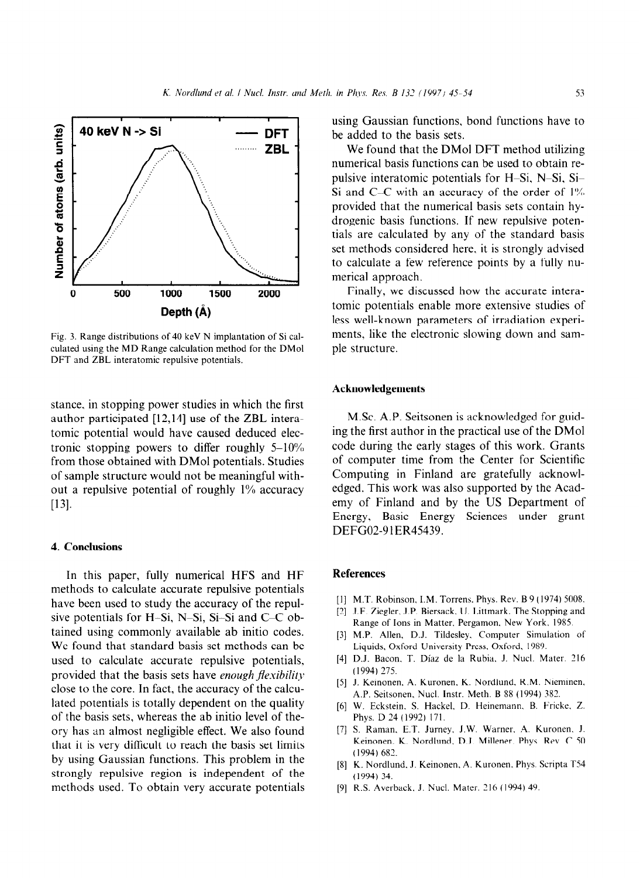Fig. 3. Range distributions of 40 keV N implantation of Si calculated using the MD Range calculation method for the DMol DFT and ZBL interatomic repulsive potentials.

stance, in stopping power studies in which the first author participated [12,14] use of the ZBL interatomic potential would have caused deduced electronic stopping powers to differ roughly 5–10% from those obtained with DMol potentials. Studies of sample structure would not be meaningful without a repulsive potential of roughly 1% accuracy [13].

### 4. Conclusions

In this paper, fully numerical HFS and HF methods to calculate accurate repulsive potentials have been used to study the accuracy of the repulsive potentials for H–Si, N–Si, Si–Si and C–C obtained using commonly available ab initio codes. We found that standard basis set methods can be used to calculate accurate repulsive potentials, provided that the basis sets have *enough flexibility* close to the core. In fact, the accuracy of the calculated potentials is totally dependent on the quality of the basis sets, whereas the ab initio level of theory has an almost negligible effect. We also found that it is very difficult to reach the basis set limits by using Gaussian functions. This problem in the strongly repulsive region is independent of the methods used. To obtain very accurate potentials using Gaussian functions, bond functions have to be added to the basis sets.

We found that the DMol DFT method utilizing numerical basis functions can be used to obtain repulsive interatomic potentials for H–Si, N–Si, Si–Si and C–C with an accuracy of the order of 1% provided that the numerical basis sets contain hydrogenic basis functions. If new repulsive potentials are calculated by any of the standard basis set methods considered here, it is strongly advised to calculate a few reference points by a fully numerical approach.

Finally, we discussed how the accurate interatomic potentials enable more extensive studies of less well-known parameters of irradiation experiments, like the electronic slowing down and sample structure.

### Acknowledgements

M.Sc. A.P. Seitsonen is acknowledged for guiding the first author in the practical use of the DMol code during the early stages of this work. Grants of computer time from the Center for Scientific Computing in Finland are gratefully acknowledged. This work was also supported by the Academy of Finland and by the US Department of Energy, Basic Energy Sciences under grant DEFG02-91ER45439.

### References

[1] M.T. Robinson, I.M. Torrens, Phys. Rev. B 9 (1974) 5008.

[2] J.F. Ziegler, J.P. Biersack, U. Littmark, The Stopping and Range of Ions in Matter, Pergamon, New York, 1985.

[3] M.P. Allen, D.J. Tildesley, Computer Simulation of Liquids, Oxford University Press, Oxford, 1989.

[4] D.J. Bacon, T. Díaz de la Rubia, J. Nucl. Mater. 216 (1994) 275.

[5] J. Keinonen, A. Kuronen, K. Nordlund, R.M. Nieminen, A.P. Seitsonen, Nucl. Instr. Meth. B 88 (1994) 382.

[6] W. Eckstein, S. Hackel, D. Heinemann, B. Fricke, Z. Phys. D 24 (1992) 171.

[7] S. Raman, E.T. Jurney, J.W. Warner, A. Kuronen, J. Keinonen, K. Nordlund, D.J. Millener, Phys. Rev. C 50 (1994) 682.

[8] K. Nordlund, J. Keinonen, A. Kuronen, Phys. Scripta T54 (1994) 34.

[9] R.S. Averback, J. Nucl. Mater. 216 (1994) 49.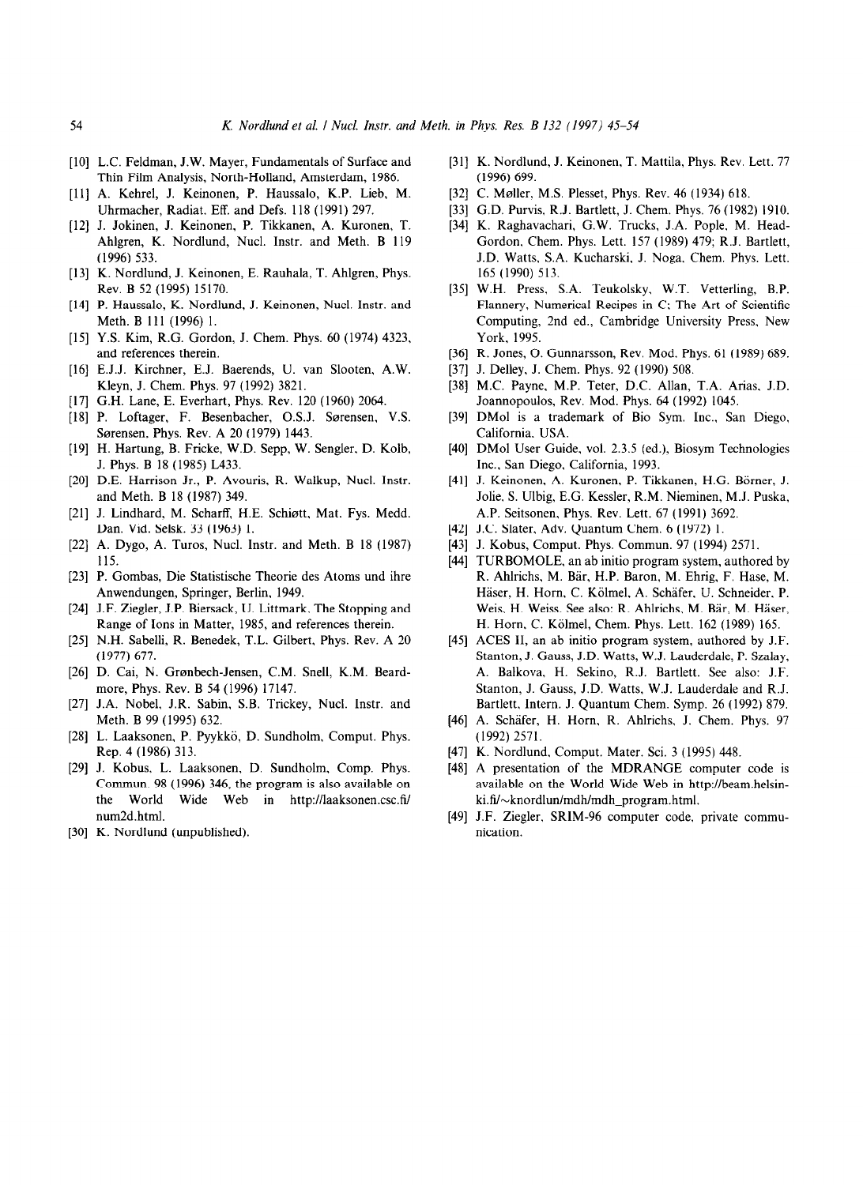[10] L.C. Feldman, J.W. Mayer, Fundamentals of Surface and Thin Film Analysis, North-Holland, Amsterdam, 1986.

[11] A. Kehrel, J. Keinonen, P. Haussalo, K.P. Lieb, M. Uhrmacher, Radiat. Eff. and Defs. 118 (1991) 297.

[12] J. Jokinen, J. Keinonen, P. Tikkanen, A. Kuronen, T. Ahlgren, K. Nordlund, Nucl. Instr. and Meth. B 119 (1996) 533.

[13] K. Nordlund, J. Keinonen, E. Rauhala, T. Ahlgren, Phys. Rev. B 52 (1995) 15170.

[14] P. Haussalo, K. Nordlund, J. Keinonen, Nucl. Instr. and Meth. B 111 (1996) 1.

[15] Y.S. Kim, R.G. Gordon, J. Chem. Phys. 60 (1974) 4323, and references therein.

[16] E.J.J. Kirchner, E.J. Baerends, U. van Slooten, A.W. Kleyn, J. Chem. Phys. 97 (1992) 3821.

[17] G.H. Lane, E. Everhart, Phys. Rev. 120 (1960) 2064.

[18] P. Loftager, F. Besenbacher, O.S.J. Sørensen, V.S. Sørensen, Phys. Rev. A 20 (1979) 1443.

[19] H. Hartung, B. Fricke, W.D. Sepp, W. Sengler, D. Kolb, J. Phys. B 18 (1985) L433.

[20] D.E. Harrison Jr., P. Avouris, R. Walkup, Nucl. Instr. and Meth. B 18 (1987) 349.

[21] J. Lindhard, M. Scharff, H.E. Schiøtt, Mat. Fys. Medd. Dan. Vid. Selsk. 33 (1963) 1.

[22] A. Dygo, A. Turos, Nucl. Instr. and Meth. B 18 (1987) 115.

[23] P. Gombas, Die Statistische Theorie des Atoms und ihre Anwendungen, Springer, Berlin, 1949.

[24] J.F. Ziegler, J.P. Biersack, U. Littmark, The Stopping and Range of Ions in Matter, 1985, and references therein.

[25] N.H. Sabelli, R. Benedek, T.L. Gilbert, Phys. Rev. A 20 (1977) 677.

[26] D. Cai, N. Grønbech-Jensen, C.M. Snell, K.M. Beardmore, Phys. Rev. B 54 (1996) 17147.

[27] J.A. Nobel, J.R. Sabin, S.B. Trickey, Nucl. Instr. and Meth. B 99 (1995) 632.

[28] L. Laaksonen, P. Pyykkö, D. Sundholm, Comput. Phys. Rep. 4 (1986) 313.

[29] J. Kobus, L. Laaksonen, D. Sundholm, Comp. Phys. Commun. 98 (1996) 346, the program is also available on the World Wide Web in http://laaksonen.csc.fi/num2d.html.

[30] K. Nordlund (unpublished).

[31] K. Nordlund, J. Keinonen, T. Mattila, Phys. Rev. Lett. 77 (1996) 699.

[32] C. Møller, M.S. Plesset, Phys. Rev. 46 (1934) 618.

[33] G.D. Purvis, R.J. Bartlett, J. Chem. Phys. 76 (1982) 1910.

[34] K. Raghavachari, G.W. Trucks, J.A. Pople, M. Head-Gordon, Chem. Phys. Lett. 157 (1989) 479; R.J. Bartlett, J.D. Watts, S.A. Kucharski, J. Noga, Chem. Phys. Lett. 165 (1990) 513.

[35] W.H. Press, S.A. Teukolsky, W.T. Vetterling, B.P. Flannery, Numerical Recipes in C; The Art of Scientific Computing, 2nd ed., Cambridge University Press, New York, 1995.

[36] R. Jones, O. Gunnarsson, Rev. Mod. Phys. 61 (1989) 689.

[37] J. Delley, J. Chem. Phys. 92 (1990) 508.

[38] M.C. Payne, M.P. Teter, D.C. Allan, T.A. Arias, J.D. Joannopoulos, Rev. Mod. Phys. 64 (1992) 1045.

[39] DMol is a trademark of Bio Sym. Inc., San Diego, California, USA.

[40] DMol User Guide, vol. 2.3.5 (ed.), Biosym Technologies Inc., San Diego, California, 1993.

[41] J. Keinonen, A. Kuronen, P. Tikkanen, H.G. Börner, J. Jolie, S. Ulbig, E.G. Kessler, R.M. Nieminen, M.J. Puska, A.P. Seitsonen, Phys. Rev. Lett. 67 (1991) 3692.

[42] J.C. Slater, Adv. Quantum Chem. 6 (1972) 1.

[43] J. Kobus, Comput. Phys. Commun. 97 (1994) 2571.

[44] TURBOMOLE, an ab initio program system, authored by R. Ahlrichs, M. Bär, H.P. Baron, M. Ehrig, F. Hase, M. Häser, H. Horn, C. Kölmel, A. Schäfer, U. Schneider, P. Weis, H. Weiss. See also: R. Ahlrichs, M. Bär, M. Häser, H. Horn, C. Kölmel, Chem. Phys. Lett. 162 (1989) 165.

[45] ACES II, an ab initio program system, authored by J.F. Stanton, J. Gauss, J.D. Watts, W.J. Lauderdale, P. Szalay, A. Balkova, H. Sekino, R.J. Bartlett. See also: J.F. Stanton, J. Gauss, J.D. Watts, W.J. Lauderdale and R.J. Bartlett, Intern. J. Quantum Chem. Symp. 26 (1992) 879.

[46] A. Schäfer, H. Horn, R. Ahlrichs, J. Chem. Phys. 97 (1992) 2571.

[47] K. Nordlund, Comput. Mater. Sci. 3 (1995) 448.

[48] A presentation of the MDRANGE computer code is available on the World Wide Web in http://beam.helsinki.fi/~knordlun/mdh/mdh_program.html.

[49] J.F. Ziegler, SRIM-96 computer code, private communication.